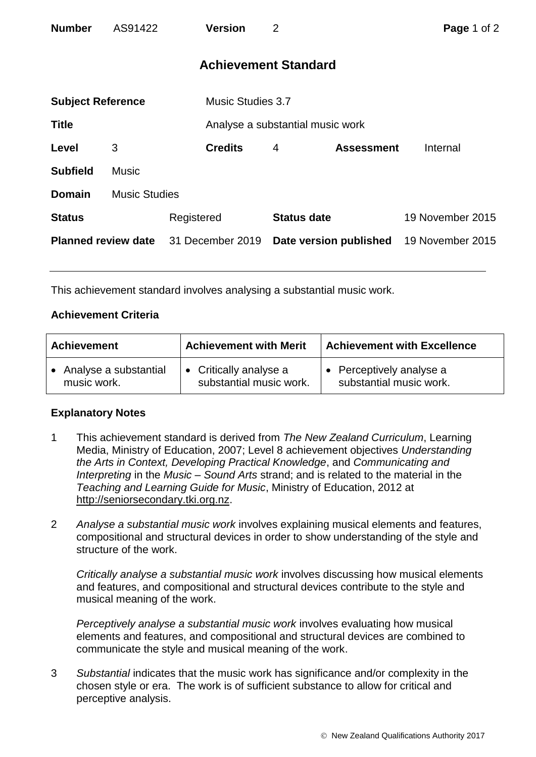| **Number** | AS91422 | **Version** | 2 |
|---|---|---|---|

# Achievement Standard

| | | | | | |
|---|---|---|---|---|---|
| **Subject Reference** | | Music Studies 3.7 | | | |
| **Title** | | Analyse a substantial music work | | | |
| **Level** | 3 | **Credits** | 4 | **Assessment** | Internal |
| **Subfield** | Music | | | | |
| **Domain** | Music Studies | | | | |
| **Status** | Registered | **Status date** | 19 November 2015 | | |
| **Planned review date** | 31 December 2019 | **Date version published** | 19 November 2015 | | |

---

This achievement standard involves analysing a substantial music work.

### Achievement Criteria

| Achievement | Achievement with Merit | Achievement with Excellence |
|---|---|---|
| • Analyse a substantial music work. | • Critically analyse a substantial music work. | • Perceptively analyse a substantial music work. |

### Explanatory Notes

1. This achievement standard is derived from *The New Zealand Curriculum*, Learning Media, Ministry of Education, 2007; Level 8 achievement objectives *Understanding the Arts in Context, Developing Practical Knowledge*, and *Communicating and Interpreting* in the *Music – Sound Arts* strand; and is related to the material in the *Teaching and Learning Guide for Music*, Ministry of Education, 2012 at http://seniorsecondary.tki.org.nz.

2. *Analyse a substantial music work* involves explaining musical elements and features, compositional and structural devices in order to show understanding of the style and structure of the work.

   *Critically analyse a substantial music work* involves discussing how musical elements and features, and compositional and structural devices contribute to the style and musical meaning of the work.

   *Perceptively analyse a substantial music work* involves evaluating how musical elements and features, and compositional and structural devices are combined to communicate the style and musical meaning of the work.

3. *Substantial* indicates that the music work has significance and/or complexity in the chosen style or era. The work is of sufficient substance to allow for critical and perceptive analysis.

© New Zealand Qualifications Authority 2017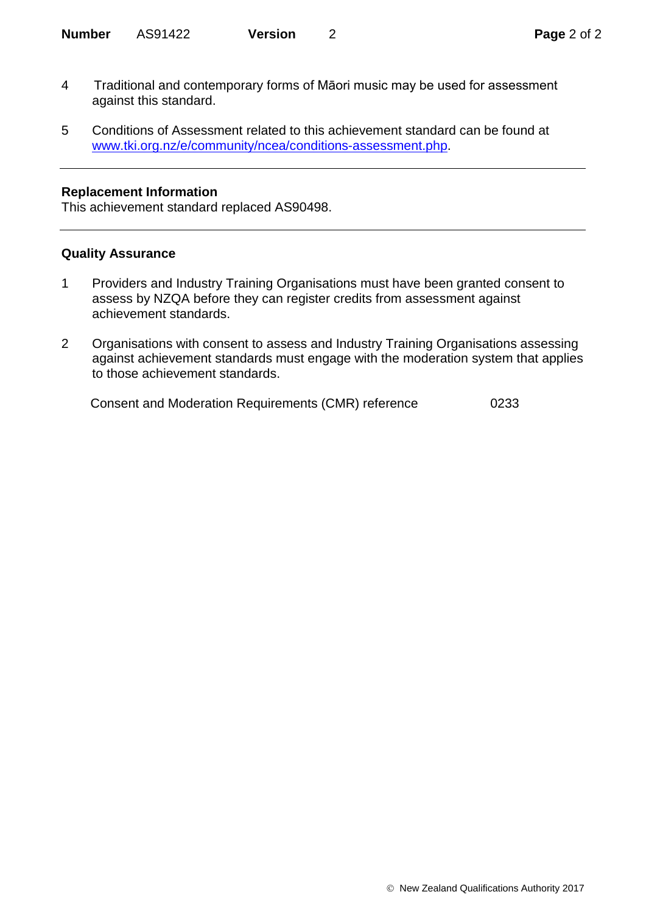4 Traditional and contemporary forms of Māori music may be used for assessment against this standard.

5 Conditions of Assessment related to this achievement standard can be found at [www.tki.org.nz/e/community/ncea/conditions-assessment.php](http://www.tki.org.nz/e/community/ncea/conditions-assessment.php).

---

**Replacement Information**

This achievement standard replaced AS90498.

---

**Quality Assurance**

1 Providers and Industry Training Organisations must have been granted consent to assess by NZQA before they can register credits from assessment against achievement standards.

2 Organisations with consent to assess and Industry Training Organisations assessing against achievement standards must engage with the moderation system that applies to those achievement standards.

Consent and Moderation Requirements (CMR) reference 0233

© New Zealand Qualifications Authority 2017